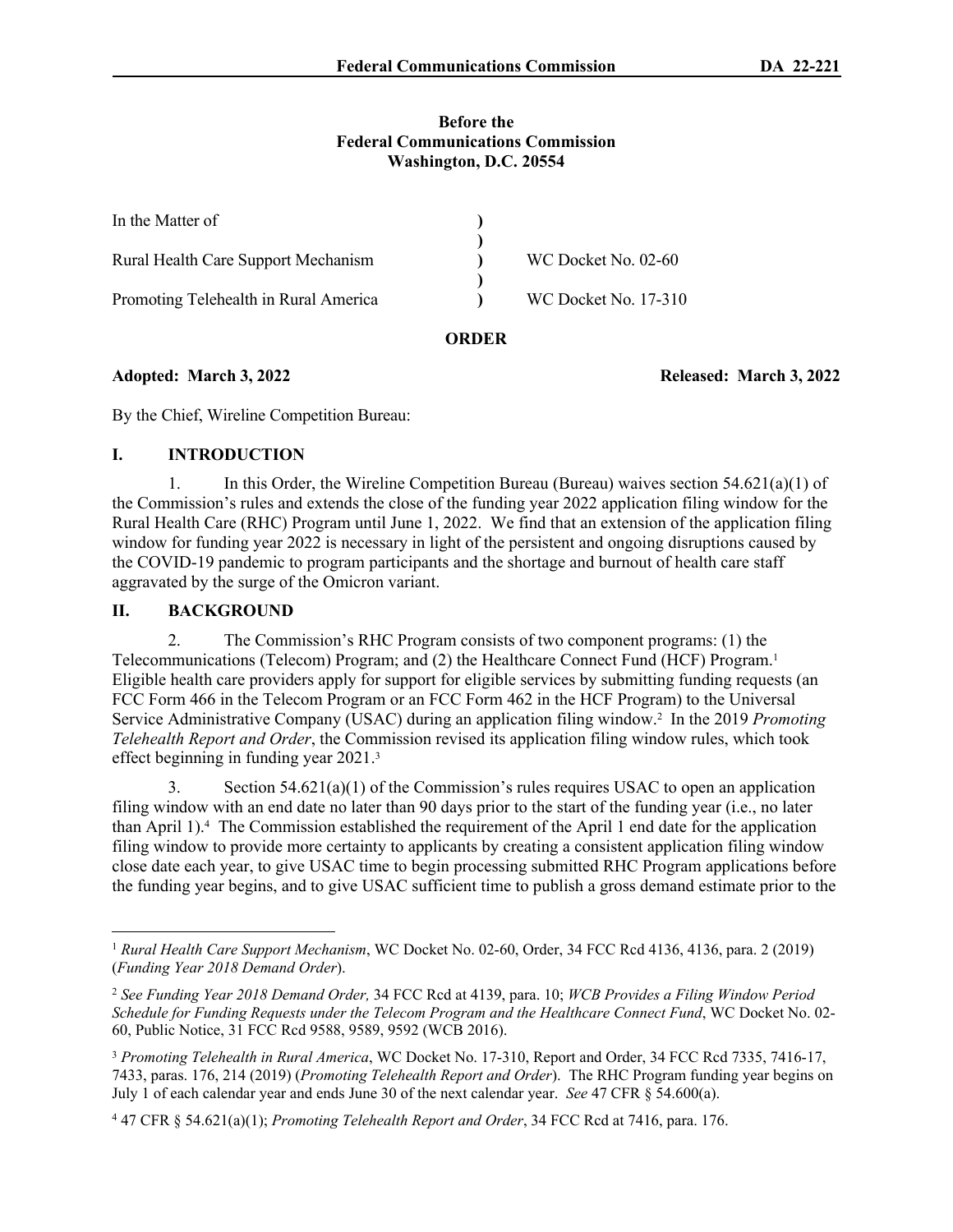**Before the**
**Federal Communications Commission**
**Washington, D.C. 20554**

| In the Matter of | ) | |
|---|---|---|
| | ) | |
| Rural Health Care Support Mechanism | ) | WC Docket No. 02-60 |
| | ) | |
| Promoting Telehealth in Rural America | ) | WC Docket No. 17-310 |

**ORDER**

**Adopted: March 3, 2022** **Released: March 3, 2022**

By the Chief, Wireline Competition Bureau:

## I. INTRODUCTION

1. In this Order, the Wireline Competition Bureau (Bureau) waives section 54.621(a)(1) of the Commission's rules and extends the close of the funding year 2022 application filing window for the Rural Health Care (RHC) Program until June 1, 2022. We find that an extension of the application filing window for funding year 2022 is necessary in light of the persistent and ongoing disruptions caused by the COVID-19 pandemic to program participants and the shortage and burnout of health care staff aggravated by the surge of the Omicron variant.

## II. BACKGROUND

2. The Commission's RHC Program consists of two component programs: (1) the Telecommunications (Telecom) Program; and (2) the Healthcare Connect Fund (HCF) Program.[1] Eligible health care providers apply for support for eligible services by submitting funding requests (an FCC Form 466 in the Telecom Program or an FCC Form 462 in the HCF Program) to the Universal Service Administrative Company (USAC) during an application filing window.[2] In the 2019 *Promoting Telehealth Report and Order*, the Commission revised its application filing window rules, which took effect beginning in funding year 2021.[3]

3. Section 54.621(a)(1) of the Commission's rules requires USAC to open an application filing window with an end date no later than 90 days prior to the start of the funding year (i.e., no later than April 1).[4] The Commission established the requirement of the April 1 end date for the application filing window to provide more certainty to applicants by creating a consistent application filing window close date each year, to give USAC time to begin processing submitted RHC Program applications before the funding year begins, and to give USAC sufficient time to publish a gross demand estimate prior to the

---

[1] *Rural Health Care Support Mechanism*, WC Docket No. 02-60, Order, 34 FCC Rcd 4136, 4136, para. 2 (2019) (*Funding Year 2018 Demand Order*).

[2] *See Funding Year 2018 Demand Order,* 34 FCC Rcd at 4139, para. 10; *WCB Provides a Filing Window Period Schedule for Funding Requests under the Telecom Program and the Healthcare Connect Fund*, WC Docket No. 02-60, Public Notice, 31 FCC Rcd 9588, 9589, 9592 (WCB 2016).

[3] *Promoting Telehealth in Rural America*, WC Docket No. 17-310, Report and Order, 34 FCC Rcd 7335, 7416-17, 7433, paras. 176, 214 (2019) (*Promoting Telehealth Report and Order*). The RHC Program funding year begins on July 1 of each calendar year and ends June 30 of the next calendar year. *See* 47 CFR § 54.600(a).

[4] 47 CFR § 54.621(a)(1); *Promoting Telehealth Report and Order*, 34 FCC Rcd at 7416, para. 176.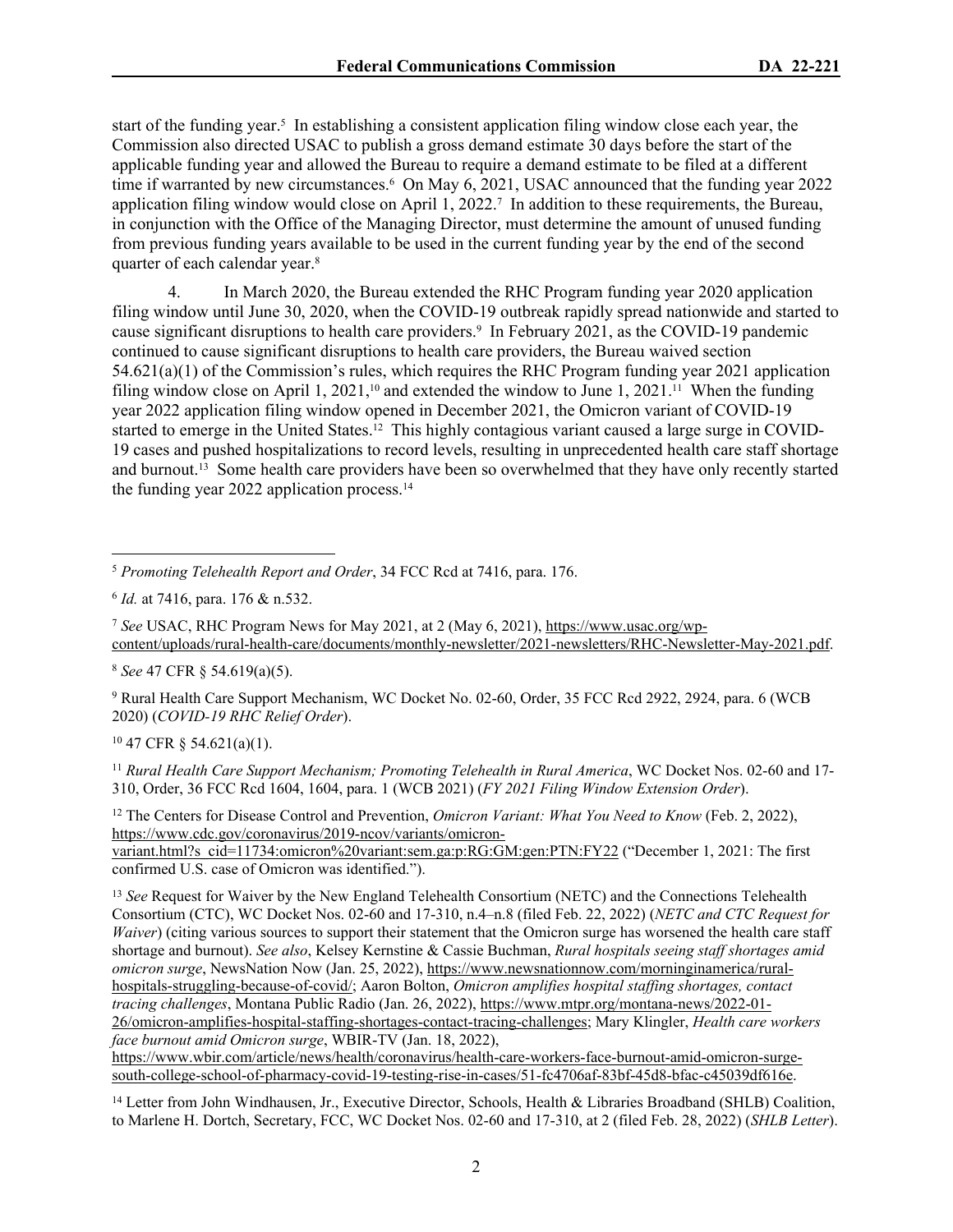start of the funding year.[5] In establishing a consistent application filing window close each year, the Commission also directed USAC to publish a gross demand estimate 30 days before the start of the applicable funding year and allowed the Bureau to require a demand estimate to be filed at a different time if warranted by new circumstances.[6] On May 6, 2021, USAC announced that the funding year 2022 application filing window would close on April 1, 2022.[7] In addition to these requirements, the Bureau, in conjunction with the Office of the Managing Director, must determine the amount of unused funding from previous funding years available to be used in the current funding year by the end of the second quarter of each calendar year.[8]

4. In March 2020, the Bureau extended the RHC Program funding year 2020 application filing window until June 30, 2020, when the COVID-19 outbreak rapidly spread nationwide and started to cause significant disruptions to health care providers.[9] In February 2021, as the COVID-19 pandemic continued to cause significant disruptions to health care providers, the Bureau waived section 54.621(a)(1) of the Commission's rules, which requires the RHC Program funding year 2021 application filing window close on April 1, 2021,[10] and extended the window to June 1, 2021.[11] When the funding year 2022 application filing window opened in December 2021, the Omicron variant of COVID-19 started to emerge in the United States.[12] This highly contagious variant caused a large surge in COVID-19 cases and pushed hospitalizations to record levels, resulting in unprecedented health care staff shortage and burnout.[13] Some health care providers have been so overwhelmed that they have only recently started the funding year 2022 application process.[14]

---

[5] *Promoting Telehealth Report and Order*, 34 FCC Rcd at 7416, para. 176.

[6] *Id.* at 7416, para. 176 & n.532.

[7] *See* USAC, RHC Program News for May 2021, at 2 (May 6, 2021), https://www.usac.org/wp-content/uploads/rural-health-care/documents/monthly-newsletter/2021-newsletters/RHC-Newsletter-May-2021.pdf.

[8] *See* 47 CFR § 54.619(a)(5).

[9] Rural Health Care Support Mechanism, WC Docket No. 02-60, Order, 35 FCC Rcd 2922, 2924, para. 6 (WCB 2020) (*COVID-19 RHC Relief Order*).

[10] 47 CFR § 54.621(a)(1).

[11] *Rural Health Care Support Mechanism; Promoting Telehealth in Rural America*, WC Docket Nos. 02-60 and 17-310, Order, 36 FCC Rcd 1604, 1604, para. 1 (WCB 2021) (*FY 2021 Filing Window Extension Order*).

[12] The Centers for Disease Control and Prevention, *Omicron Variant: What You Need to Know* (Feb. 2, 2022), https://www.cdc.gov/coronavirus/2019-ncov/variants/omicron-variant.html?s_cid=11734:omicron%20variant:sem.ga:p:RG:GM:gen:PTN:FY22 ("December 1, 2021: The first confirmed U.S. case of Omicron was identified.").

[13] *See* Request for Waiver by the New England Telehealth Consortium (NETC) and the Connections Telehealth Consortium (CTC), WC Docket Nos. 02-60 and 17-310, n.4–n.8 (filed Feb. 22, 2022) (*NETC and CTC Request for Waiver*) (citing various sources to support their statement that the Omicron surge has worsened the health care staff shortage and burnout). *See also*, Kelsey Kernstine & Cassie Buchman, *Rural hospitals seeing staff shortages amid omicron surge*, NewsNation Now (Jan. 25, 2022), https://www.newsnationnow.com/morninginamerica/rural-hospitals-struggling-because-of-covid/; Aaron Bolton, *Omicron amplifies hospital staffing shortages, contact tracing challenges*, Montana Public Radio (Jan. 26, 2022), https://www.mtpr.org/montana-news/2022-01-26/omicron-amplifies-hospital-staffing-shortages-contact-tracing-challenges; Mary Klingler, *Health care workers face burnout amid Omicron surge*, WBIR-TV (Jan. 18, 2022), https://www.wbir.com/article/news/health/coronavirus/health-care-workers-face-burnout-amid-omicron-surge-south-college-school-of-pharmacy-covid-19-testing-rise-in-cases/51-fc4706af-83bf-45d8-bfac-c45039df616e.

[14] Letter from John Windhausen, Jr., Executive Director, Schools, Health & Libraries Broadband (SHLB) Coalition, to Marlene H. Dortch, Secretary, FCC, WC Docket Nos. 02-60 and 17-310, at 2 (filed Feb. 28, 2022) (*SHLB Letter*).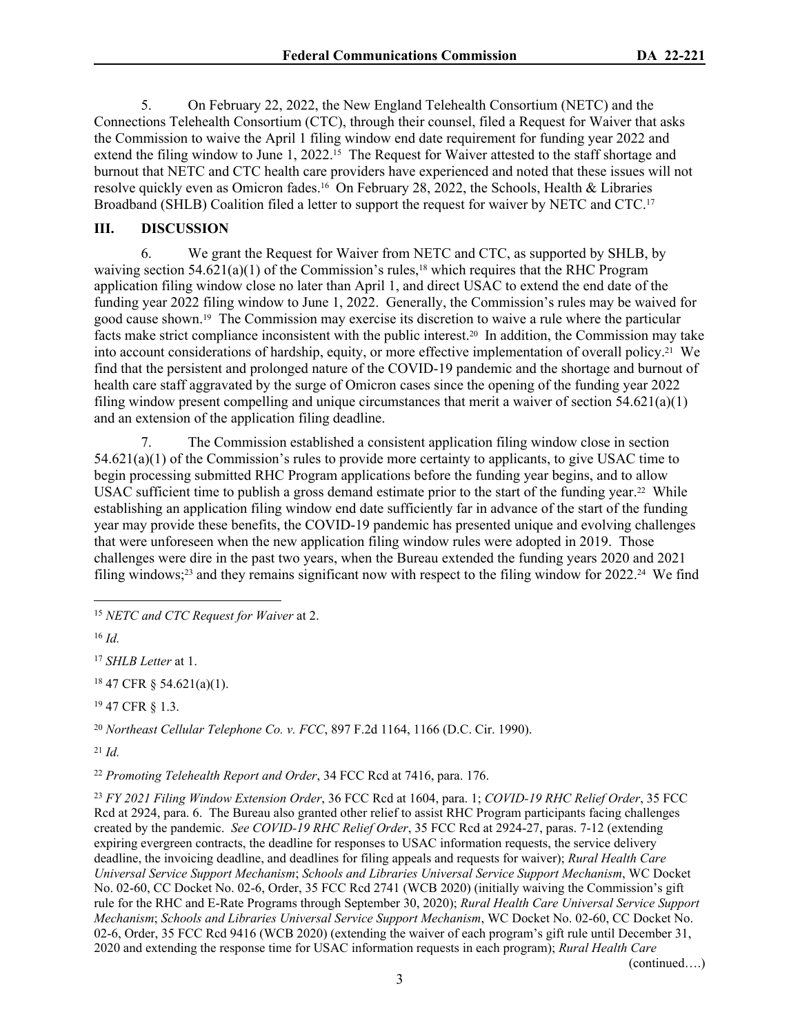5. On February 22, 2022, the New England Telehealth Consortium (NETC) and the Connections Telehealth Consortium (CTC), through their counsel, filed a Request for Waiver that asks the Commission to waive the April 1 filing window end date requirement for funding year 2022 and extend the filing window to June 1, 2022.[15] The Request for Waiver attested to the staff shortage and burnout that NETC and CTC health care providers have experienced and noted that these issues will not resolve quickly even as Omicron fades.[16] On February 28, 2022, the Schools, Health & Libraries Broadband (SHLB) Coalition filed a letter to support the request for waiver by NETC and CTC.[17]

## III. DISCUSSION

6. We grant the Request for Waiver from NETC and CTC, as supported by SHLB, by waiving section 54.621(a)(1) of the Commission's rules,[18] which requires that the RHC Program application filing window close no later than April 1, and direct USAC to extend the end date of the funding year 2022 filing window to June 1, 2022. Generally, the Commission's rules may be waived for good cause shown.[19] The Commission may exercise its discretion to waive a rule where the particular facts make strict compliance inconsistent with the public interest.[20] In addition, the Commission may take into account considerations of hardship, equity, or more effective implementation of overall policy.[21] We find that the persistent and prolonged nature of the COVID-19 pandemic and the shortage and burnout of health care staff aggravated by the surge of Omicron cases since the opening of the funding year 2022 filing window present compelling and unique circumstances that merit a waiver of section 54.621(a)(1) and an extension of the application filing deadline.

7. The Commission established a consistent application filing window close in section 54.621(a)(1) of the Commission's rules to provide more certainty to applicants, to give USAC time to begin processing submitted RHC Program applications before the funding year begins, and to allow USAC sufficient time to publish a gross demand estimate prior to the start of the funding year.[22] While establishing an application filing window end date sufficiently far in advance of the start of the funding year may provide these benefits, the COVID-19 pandemic has presented unique and evolving challenges that were unforeseen when the new application filing window rules were adopted in 2019. Those challenges were dire in the past two years, when the Bureau extended the funding years 2020 and 2021 filing windows;[23] and they remains significant now with respect to the filing window for 2022.[24] We find

---

[15] *NETC and CTC Request for Waiver* at 2.

[16] *Id.*

[17] *SHLB Letter* at 1.

[18] 47 CFR § 54.621(a)(1).

[19] 47 CFR § 1.3.

[20] *Northeast Cellular Telephone Co. v. FCC*, 897 F.2d 1164, 1166 (D.C. Cir. 1990).

[21] *Id.*

[22] *Promoting Telehealth Report and Order*, 34 FCC Rcd at 7416, para. 176.

[23] *FY 2021 Filing Window Extension Order*, 36 FCC Rcd at 1604, para. 1; *COVID-19 RHC Relief Order*, 35 FCC Rcd at 2924, para. 6. The Bureau also granted other relief to assist RHC Program participants facing challenges created by the pandemic. *See COVID-19 RHC Relief Order*, 35 FCC Rcd at 2924-27, paras. 7-12 (extending expiring evergreen contracts, the deadline for responses to USAC information requests, the service delivery deadline, the invoicing deadline, and deadlines for filing appeals and requests for waiver); *Rural Health Care Universal Service Support Mechanism*; *Schools and Libraries Universal Service Support Mechanism*, WC Docket No. 02-60, CC Docket No. 02-6, Order, 35 FCC Rcd 2741 (WCB 2020) (initially waiving the Commission's gift rule for the RHC and E-Rate Programs through September 30, 2020); *Rural Health Care Universal Service Support Mechanism*; *Schools and Libraries Universal Service Support Mechanism*, WC Docket No. 02-60, CC Docket No. 02-6, Order, 35 FCC Rcd 9416 (WCB 2020) (extending the waiver of each program's gift rule until December 31, 2020 and extending the response time for USAC information requests in each program); *Rural Health Care*

(continued….)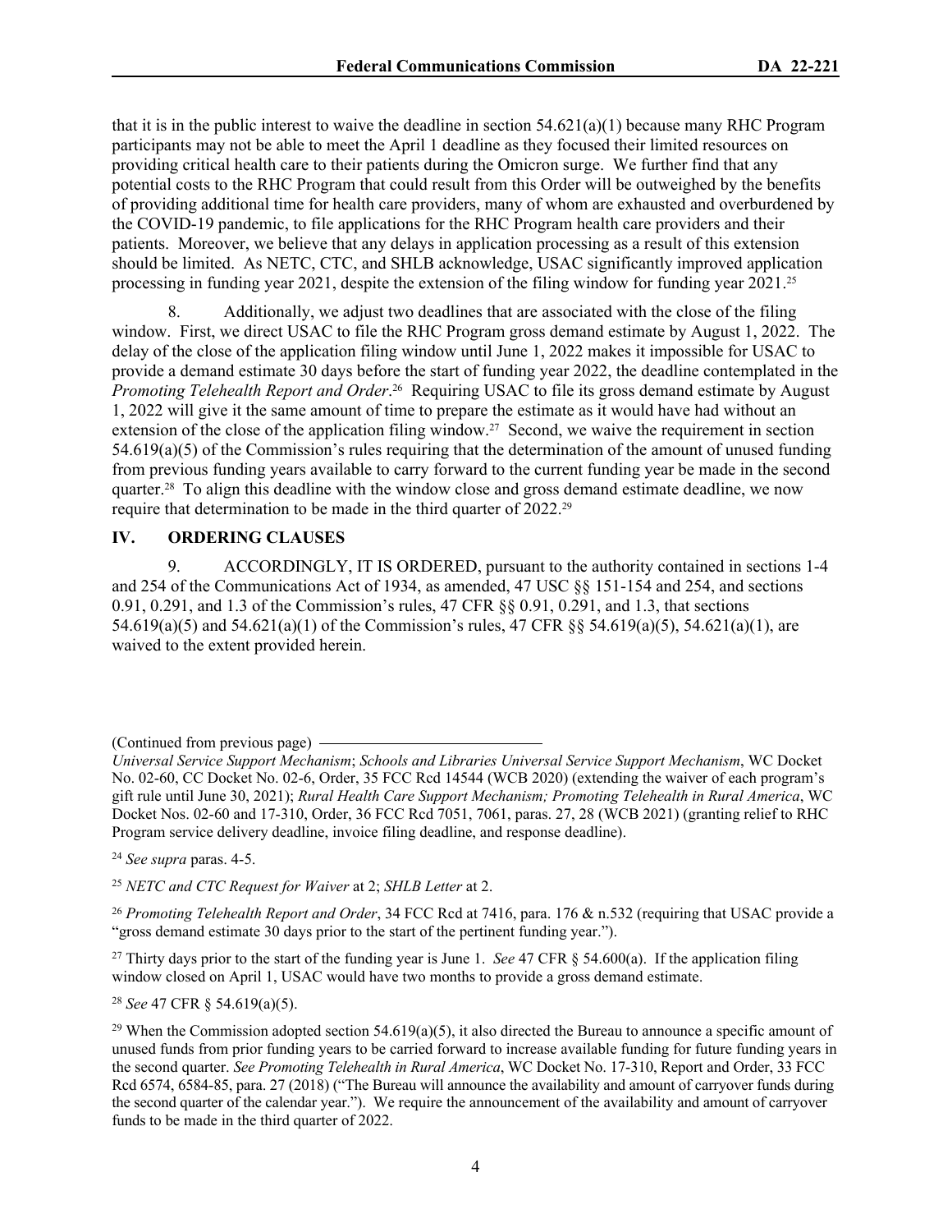that it is in the public interest to waive the deadline in section 54.621(a)(1) because many RHC Program participants may not be able to meet the April 1 deadline as they focused their limited resources on providing critical health care to their patients during the Omicron surge. We further find that any potential costs to the RHC Program that could result from this Order will be outweighed by the benefits of providing additional time for health care providers, many of whom are exhausted and overburdened by the COVID-19 pandemic, to file applications for the RHC Program health care providers and their patients. Moreover, we believe that any delays in application processing as a result of this extension should be limited. As NETC, CTC, and SHLB acknowledge, USAC significantly improved application processing in funding year 2021, despite the extension of the filing window for funding year 2021.[25]

8. Additionally, we adjust two deadlines that are associated with the close of the filing window. First, we direct USAC to file the RHC Program gross demand estimate by August 1, 2022. The delay of the close of the application filing window until June 1, 2022 makes it impossible for USAC to provide a demand estimate 30 days before the start of funding year 2022, the deadline contemplated in the *Promoting Telehealth Report and Order*.[26] Requiring USAC to file its gross demand estimate by August 1, 2022 will give it the same amount of time to prepare the estimate as it would have had without an extension of the close of the application filing window.[27] Second, we waive the requirement in section 54.619(a)(5) of the Commission's rules requiring that the determination of the amount of unused funding from previous funding years available to carry forward to the current funding year be made in the second quarter.[28] To align this deadline with the window close and gross demand estimate deadline, we now require that determination to be made in the third quarter of 2022.[29]

## IV. ORDERING CLAUSES

9. ACCORDINGLY, IT IS ORDERED, pursuant to the authority contained in sections 1-4 and 254 of the Communications Act of 1934, as amended, 47 USC §§ 151-154 and 254, and sections 0.91, 0.291, and 1.3 of the Commission's rules, 47 CFR §§ 0.91, 0.291, and 1.3, that sections 54.619(a)(5) and 54.621(a)(1) of the Commission's rules, 47 CFR §§ 54.619(a)(5), 54.621(a)(1), are waived to the extent provided herein.

---

(Continued from previous page)

*Universal Service Support Mechanism*; *Schools and Libraries Universal Service Support Mechanism*, WC Docket No. 02-60, CC Docket No. 02-6, Order, 35 FCC Rcd 14544 (WCB 2020) (extending the waiver of each program's gift rule until June 30, 2021); *Rural Health Care Support Mechanism; Promoting Telehealth in Rural America*, WC Docket Nos. 02-60 and 17-310, Order, 36 FCC Rcd 7051, 7061, paras. 27, 28 (WCB 2021) (granting relief to RHC Program service delivery deadline, invoice filing deadline, and response deadline).

[24] *See supra* paras. 4-5.

[25] *NETC and CTC Request for Waiver* at 2; *SHLB Letter* at 2.

[26] *Promoting Telehealth Report and Order*, 34 FCC Rcd at 7416, para. 176 & n.532 (requiring that USAC provide a "gross demand estimate 30 days prior to the start of the pertinent funding year.").

[27] Thirty days prior to the start of the funding year is June 1. *See* 47 CFR § 54.600(a). If the application filing window closed on April 1, USAC would have two months to provide a gross demand estimate.

[28] *See* 47 CFR § 54.619(a)(5).

[29] When the Commission adopted section 54.619(a)(5), it also directed the Bureau to announce a specific amount of unused funds from prior funding years to be carried forward to increase available funding for future funding years in the second quarter. *See Promoting Telehealth in Rural America*, WC Docket No. 17-310, Report and Order, 33 FCC Rcd 6574, 6584-85, para. 27 (2018) ("The Bureau will announce the availability and amount of carryover funds during the second quarter of the calendar year."). We require the announcement of the availability and amount of carryover funds to be made in the third quarter of 2022.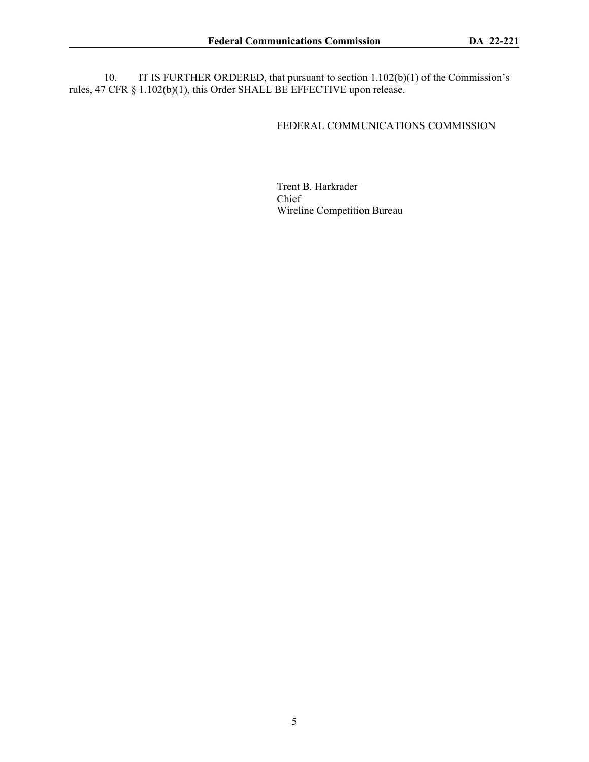10. IT IS FURTHER ORDERED, that pursuant to section 1.102(b)(1) of the Commission's rules, 47 CFR § 1.102(b)(1), this Order SHALL BE EFFECTIVE upon release.

FEDERAL COMMUNICATIONS COMMISSION

Trent B. Harkrader
Chief
Wireline Competition Bureau